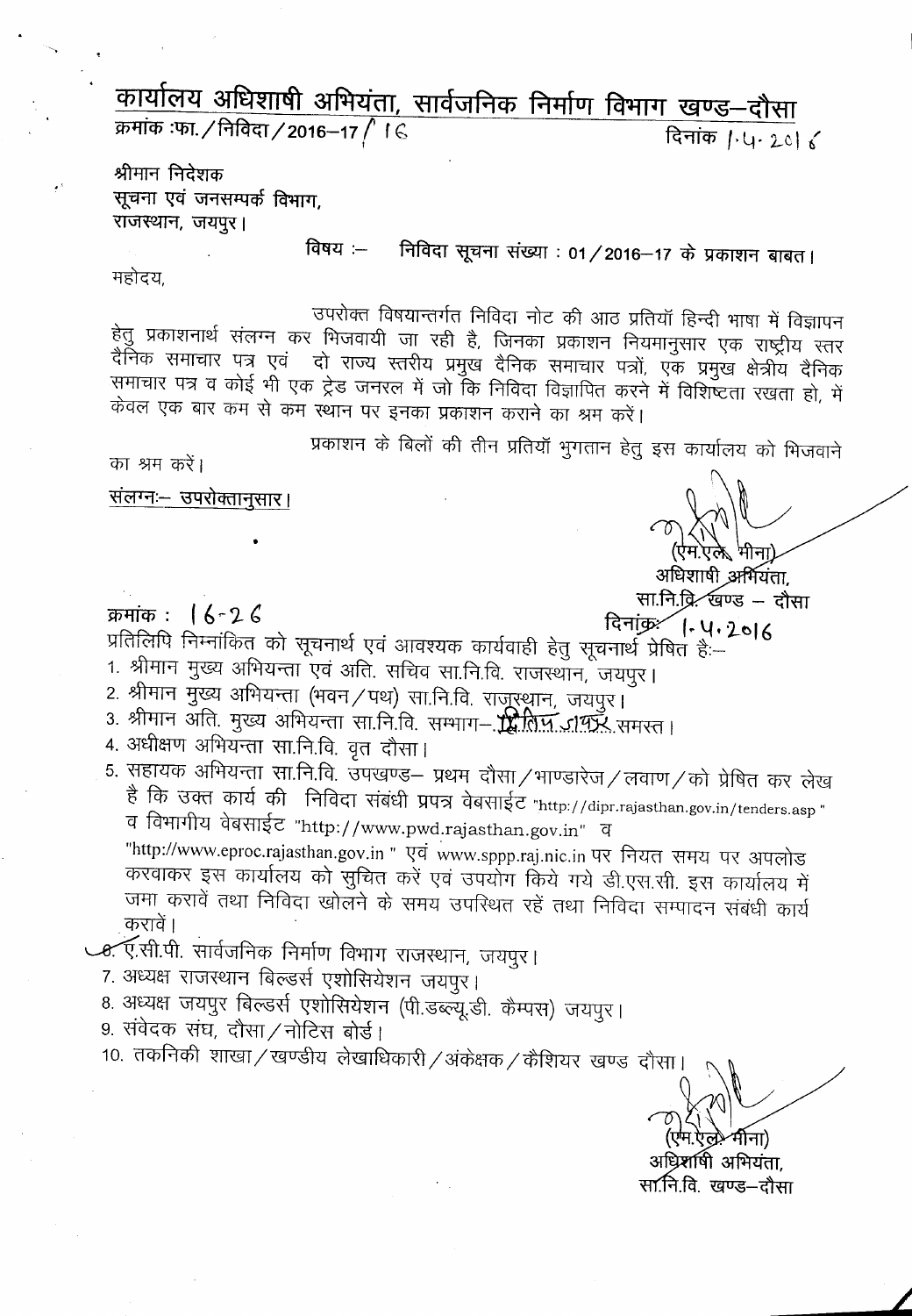# कार्यालय अधिशाषी अभियंता, सार्वजनिक निर्माण विभाग खण्ड–दौसा

क्रमांक :फा. / निविदा / 2016–17 / 16 दिनांक 1.4.2016

श्रीमान निदेशक
सूचना एवं जनसम्पर्क विभाग,
राजस्थान, जयपुर।

विषय :– निविदा सूचना संख्या : 01 / 2016–17 के प्रकाशन बाबत।

महोदय,

उपरोक्त विषयान्तर्गत निविदा नोट की आठ प्रतियॉ हिन्दी भाषा में विज्ञापन हेतु प्रकाशनार्थ संलग्न कर भिजवायी जा रही है, जिनका प्रकाशन नियमानुसार एक राष्ट्रीय स्तर दैनिक समाचार पत्र एवं दो राज्य स्तरीय प्रमुख दैनिक समाचार पत्रों, एक प्रमुख क्षेत्रीय दैनिक समाचार पत्र व कोई भी एक ट्रेड जनरल में जो कि निविदा विज्ञापित करने में विशिष्टता रखता हो, में केवल एक बार कम से कम स्थान पर इनका प्रकाशन कराने का श्रम करें।

प्रकाशन के बिलों की तीन प्रतियॉ भुगतान हेतु इस कार्यालय को भिजवाने का श्रम करें।

संलग्नः– उपरोक्तानुसार।

(एम.एल. मीना)
अधिशाषी अभियंता,
सा.नि.वि. खण्ड – दौसा

क्रमांक : 16-26 दिनांक: 1.4.2016

प्रतिलिपि निम्नांकित को सूचनार्थ एवं आवश्यक कार्यवाही हेतु सूचनार्थ प्रेषित है:–

1. श्रीमान मुख्य अभियन्ता एवं अति. सचिव सा.नि.वि. राजस्थान, जयपुर।
2. श्रीमान मुख्य अभियन्ता (भवन / पथ) सा.नि.वि. राजस्थान, जयपुर।
3. श्रीमान अति. मुख्य अभियन्ता सा.नि.वि. सम्भाग–प्रथम जयपुर समस्त।
4. अधीक्षण अभियन्ता सा.नि.वि. वृत दौसा।
5. सहायक अभियन्ता सा.नि.वि. उपखण्ड– प्रथम दौसा / भाण्डारेज / लवाण / को प्रेषित कर लेख है कि उक्त कार्य की निविदा संबंधी प्रपत्र वेबसाईट "http://dipr.rajasthan.gov.in/tenders.asp " व विभागीय वेबसाईट "http://www.pwd.rajasthan.gov.in" व "http://www.eproc.rajasthan.gov.in " एवं www.sppp.raj.nic.in पर नियत समय पर अपलोड करवाकर इस कार्यालय को सुचित करें एवं उपयोग किये गये डी.एस.सी. इस कार्यालय में जमा करावें तथा निविदा खोलने के समय उपस्थित रहें तथा निविदा सम्पादन संबंधी कार्य करावें।
6. ए.सी.पी. सार्वजनिक निर्माण विभाग राजस्थान, जयपुर।
7. अध्यक्ष राजस्थान बिल्डर्स एशोसियेशन जयपुर।
8. अध्यक्ष जयपुर बिल्डर्स एशोसियेशन (पी.डब्ल्यू.डी. कैम्पस) जयपुर।
9. संवेदक संघ, दौसा / नोटिस बोर्ड।
10. तकनिकी शाखा / खण्डीय लेखाधिकारी / अंकेक्षक / कैशियर खण्ड दौसा।

(एम.एल. मीना)
अधिशाषी अभियंता,
सा.नि.वि. खण्ड–दौसा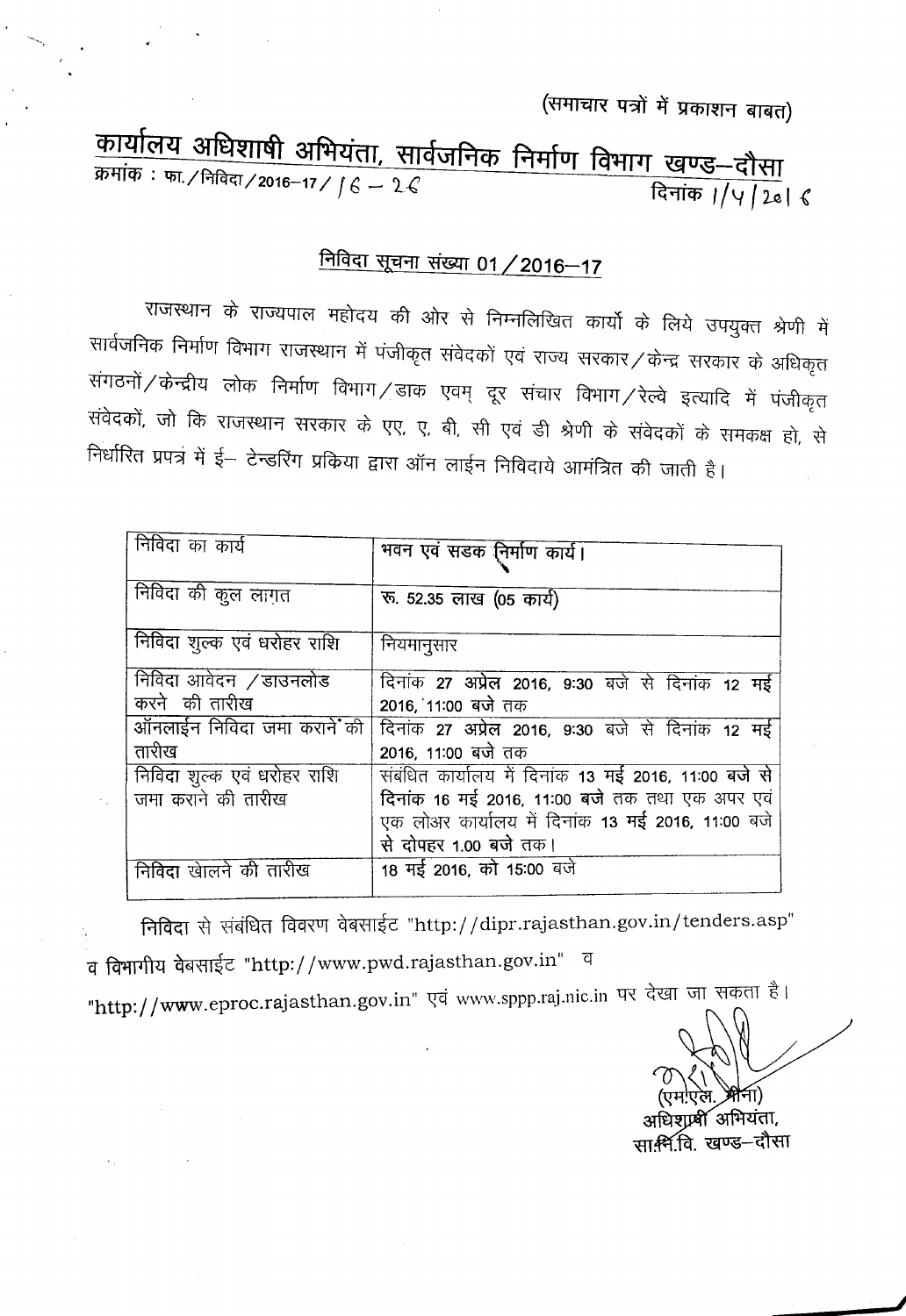(समाचार पत्रों में प्रकाशन बाबत)

# कार्यालय अधिशाषी अभियंता, सार्वजनिक निर्माण विभाग खण्ड–दौसा

क्रमांक : फा./निविदा/2016–17/ 16 – 26 दिनांक 1/5/2016

## निविदा सूचना संख्या 01/2016–17

राजस्थान के राज्यपाल महोदय की ओर से निम्नलिखित कार्यो के लिये उपयुक्त श्रेणी में सार्वजनिक निर्माण विभाग राजस्थान में पंजीकृत संवेदकों एवं राज्य सरकार/केन्द्र सरकार के अधिकृत संगठनों/केन्द्रीय लोक निर्माण विभाग/डाक एवम् दूर संचार विभाग/रेल्वे इत्यादि में पंजीकृत संवेदकों, जो कि राजस्थान सरकार के एए, ए, बी, सी एवं डी श्रेणी के संवेदकों के समकक्ष हो, से निर्धारित प्रपत्र में ई– टेन्डरिंग प्रकिया द्वारा ऑन लाईन निविदाये आमंत्रित की जाती है।

| निविदा का कार्य | भवन एवं सडक निर्माण कार्य। |
|---|---|
| निविदा की कुल लागत | रू. 52.35 लाख (05 कार्य) |
| निविदा शुल्क एवं धरोहर राशि | नियमानुसार |
| निविदा आवेदन /डाउनलोड करने की तारीख | दिनांक 27 अप्रेल 2016, 9:30 बजे से दिनांक 12 मई 2016, 11:00 बजे तक |
| ऑनलाईन निविदा जमा कराने की तारीख | दिनांक 27 अप्रेल 2016, 9:30 बजे से दिनांक 12 मई 2016, 11:00 बजे तक |
| निविदा शुल्क एवं धरोहर राशि जमा कराने की तारीख | संबंधित कार्यालय में दिनांक 13 मई 2016, 11:00 बजे से दिनांक 16 मई 2016, 11:00 बजे तक तथा एक अपर एवं एक लोअर कार्यालय में दिनांक 13 मई 2016, 11:00 बजे से दोपहर 1.00 बजे तक। |
| निविदा खोलने की तारीख | 18 मई 2016, को 15:00 बजे |

निविदा से संबंधित विवरण वेबसाईट "http://dipr.rajasthan.gov.in/tenders.asp" व विभागीय वेबसाईट "http://www.pwd.rajasthan.gov.in" व "http://www.eproc.rajasthan.gov.in" एवं www.sppp.raj.nic.in पर देखा जा सकता है।

(एम.एल. मीना)
अधिशाषी अभियंता,
सा.नि.वि. खण्ड–दौसा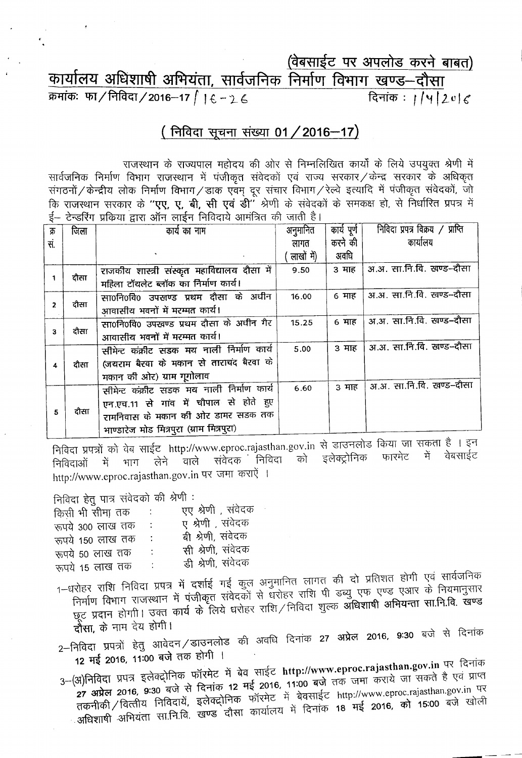(वेबसाईट पर अपलोड करने बाबत)

# कार्यालय अधिशाषी अभियंता, सार्वजनिक निर्माण विभाग खण्ड–दौसा

क्रमांकः फा/निविदा/2016–17/ 16-26 दिनांक : 1/4/2016

## ( निविदा सूचना संख्या 01/2016–17)

राजस्थान के राज्यपाल महोदय की ओर से निम्नलिखित कार्यो के लिये उपयुक्त श्रेणी में सार्वजनिक निर्माण विभाग राजस्थान में पंजीकृत संवेदकों एवं राज्य सरकार/केन्द्र सरकार के अधिकृत संगठनों/केन्द्रीय लोक निर्माण विभाग/डाक एवम् दूर संचार विभाग/रेल्वे इत्यादि में पंजीकृत संवेदकों, जो कि राजस्थान सरकार के "एए, ए, बी, सी एवं डी" श्रेणी के संवेदकों के समकक्ष हो, से निर्धारित प्रपत्र में ई– टेन्डरिंग प्रकिया द्वारा ऑन लाईन निविदाये आमंत्रित की जाती है।

| क्र सं. | जिला | कार्य का नाम | अनुमानित लागत ( लाखों में) | कार्य पूर्ण करने की अवधि | निविदा प्रपत्र विक्रय / प्राप्ति कार्यालय |
|---|---|---|---|---|---|
| 1 | दौसा | राजकीय शास्त्री संस्कृत महाविद्यालय दौसा में महिला टॉयलेट ब्लॉक का निर्माण कार्य। | 9.50 | 3 माह | अ.अ. सा.नि.वि. खण्ड–दौसा |
| 2 | दौसा | सा0नि0वि0 उपखण्ड प्रथम दौसा के अधीन आवासीय भवनों में मरम्मत कार्य। | 16.00 | 6 माह | अ.अ. सा.नि.वि. खण्ड–दौसा |
| 3 | दौसा | सा0नि0वि0 उपखण्ड प्रथम दौसा के अधीन गैर आवासीय भवनों में मरम्मत कार्य। | 15.25 | 6 माह | अ.अ. सा.नि.वि. खण्ड–दौसा |
| 4 | दौसा | सीमेन्ट कंक्रीट सडक मय नाली निर्माण कार्य (जयराम बैरवा के मकान से ताराचंद बैरवा के मकान की ओर) ग्राम गूगोलाव | 5.00 | 3 माह | अ.अ. सा.नि.वि. खण्ड–दौसा |
| 5 | दौसा | सीमेन्ट कंक्रीट सडक मय नाली निर्माण कार्य एन.एच.11 से गांव में चौपाल से होते हुए रामनिवास के मकान की ओर डामर सडक तक भाण्डारेज मोड मित्रपुरा (ग्राम मित्रपुरा) | 6.60 | 3 माह | अ.अ. सा.नि.वि. खण्ड–दौसा |

निविदा प्रपत्रों को वेब साईट http://www.eproc.rajasthan.gov.in से डाउनलोड किया जा सकता है । इन निविदाओं में भाग लेने वाले संवेदक निविदा को इलेक्ट्रोनिक फारमेट में वेबसाईट http://www.eproc.rajasthan.gov.in पर जमा कराऐं ।

निविदा हेतु पात्र संवेदको की श्रेणी :

| | | |
|---|---|---|
| किसी भी सीमा तक | : | एए श्रेणी , संवेदक |
| रूपये 300 लाख तक | : | ए श्रेणी , संवेदक |
| रूपये 150 लाख तक | : | बी श्रेणी, संवेदक |
| रूपये 50 लाख तक | : | सी श्रेणी, संवेदक |
| रूपये 15 लाख तक | : | डी श्रेणी, संवेदक |

1–धरोहर राशि निविदा प्रपत्र में दर्शाई गई कुल अनुमानित लागत की दो प्रतिशत होगी एवं सार्वजनिक निर्माण विभाग राजस्थान में पंजीकृत संवेदकों से धरोहर राशि पी डब्यु एफ एण्ड एआर के नियमानुसार छूट प्रदान होगी। उक्त कार्य के लिये धरोहर राशि/निविदा शुल्क **अधिशाषी अभियन्ता सा.नि.वि. खण्ड दौसा,** के नाम देय होगी।

2–निविदा प्रपत्रों हेतु आवेदन/डाउनलोड की अवधि दिनांक **27 अप्रेल 2016, 9:30** बजे से दिनांक **12 मई 2016, 11:00 बजे** तक होगी ।

3–(अ)निविदा प्रपत्र इलेक्ट्रोनिक फॉरमेट में बेव साईट **http://www.eproc.rajasthan.gov.in** पर दिनांक **27 अप्रेल 2016, 9:30** बजे से दिनांक **12 मई 2016, 11:00 बजे** तक जमा कराये जा सकते है एवं प्राप्त तकनीकी/वित्तीय निविदायें, इलेक्ट्रोनिक फॉरमेट में बेवसाईट http://www.eproc.rajasthan.gov.in पर अधिशाषी अभियंता सा.नि.वि. खण्ड दौसा कार्यालय में दिनांक **18 मई 2016, को 15:00** बजे खोली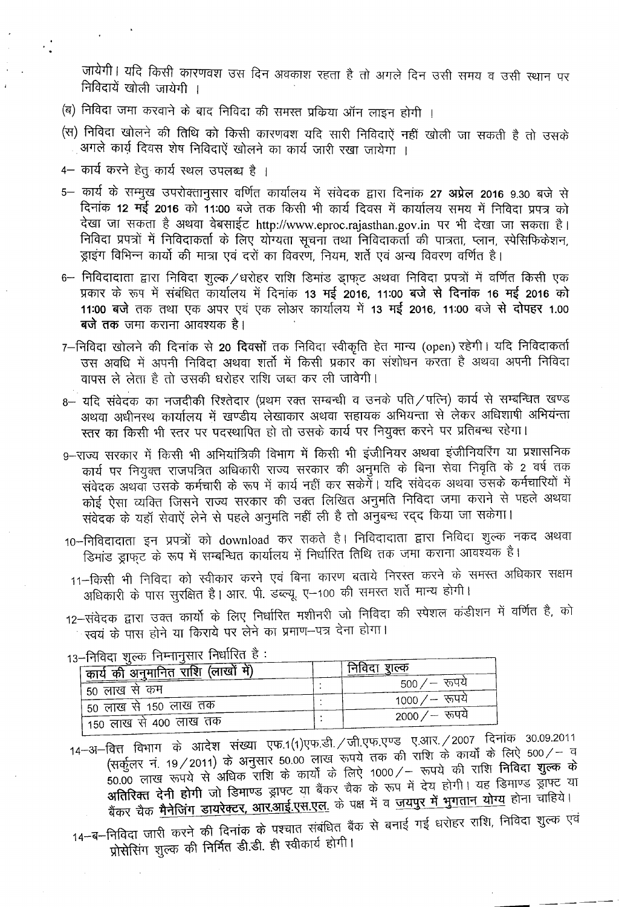जायेगी। यदि किसी कारणवश उस दिन अवकाश रहता है तो अगले दिन उसी समय व उसी स्थान पर निविदायें खोली जायेगी ।

(ब) निविदा जमा करवाने के बाद निविदा की समस्त प्रकिया ऑन लाइन होगी ।

(स) निविदा खोलने की तिथि को किसी कारणवश यदि सारी निविदाऐं नहीं खोली जा सकती है तो उसके अगले कार्य दिवस शेष निविदाऐं खोलने का कार्य जारी रखा जायेगा ।

4– कार्य करने हेतु कार्य स्थल उपलब्ध है ।

5– कार्य के सम्मुख उपरोक्तानुसार वर्णित कार्यालय में संवेदक द्वारा दिनांक **27 अप्रेल 2016** 9.30 बजे से दिनांक **12 मई 2016** को **11:00** बजे तक किसी भी कार्य दिवस में कार्यालय समय में निविदा प्रपत्र को देखा जा सकता है अथवा वेबसाईट http://www.eproc.rajasthan.gov.in पर भी देखा जा सकता है। निविदा प्रपत्रों में निविदाकर्ता के लिए योग्यता सूचना तथा निविदाकर्ता की पात्रता, प्लान, स्पेसिफिकेशन, ड्राइंग विभिन्न कार्यो की मात्रा एवं दरों का विवरण, नियम, शर्ते एवं अन्य विवरण वर्णित है।

6– निविदादाता द्वारा निविदा शुल्क/धरोहर राशि डिमांड ड्राफ्ट अथवा निविदा प्रपत्रों में वर्णित किसी एक प्रकार के रूप में संबंधित कार्यालय में दिनांक **13 मई 2016, 11:00 बजे से दिनांक 16 मई 2016 को 11:00 बजे** तक तथा एक अपर एवं एक लोअर कार्यालय में **13 मई 2016, 11:00** बजे **से दोपहर 1.00 बजे तक** जमा कराना आवश्यक है।

7–निविदा खोलने की दिनांक से **20 दिवसों** तक निविदा स्वीकृति हेत मान्य (open) रहेगी। यदि निविदाकर्ता उस अवधि में अपनी निविदा अथवा शर्तो में किसी प्रकार का संशोधन करता है अथवा अपनी निविदा वापस ले लेता है तो उसकी धरोहर राशि जब्त कर ली जावेगी।

8– यदि संवेदक का नजदीकी रिश्तेदार (प्रथम रक्त सम्बन्धी व उनके पति/पत्नि) कार्य से सम्बन्धित खण्ड अथवा अधीनस्थ कार्यालय में खण्डीय लेखाकार अथवा सहायक अभियन्ता से लेकर अधिशाषी अभियन्ता स्तर का किसी भी स्तर पर पदस्थापित हो तो उसके कार्य पर नियुक्त करने पर प्रतिबन्ध रहेगा।

9–राज्य सरकार में किसी भी अभियांत्रिकी विभाग में किसी भी इंजीनियर अथवा इंजीनियरिंग या प्रशासनिक कार्य पर नियुक्त राजपत्रित अधिकारी राज्य सरकार की अनुमति के बिना सेवा निवृति के 2 वर्ष तक संवेदक अथवा उसके कर्मचारी के रूप में कार्य नहीं कर सकेगें। यदि संवेदक अथवा उसके कर्मचारियों में कोई ऐसा व्यक्ति जिसने राज्य सरकार की उक्त लिखित अनुमति निविदा जमा कराने से पहले अथवा संवेदक के यहॉ सेवाऐं लेने से पहले अनुमति नहीं ली है तो अनुबन्ध रद्द किया जा सकेगा।

10–निविदादाता इन प्रपत्रों को download कर सकते है। निविदादाता द्वारा निविदा शुल्क नकद अथवा डिमांड ड्राफ्ट के रूप में सम्बन्धित कार्यालय में निर्धारित तिथि तक जमा कराना आवश्यक है।

11–किसी भी निविदा को स्वीकार करने एवं बिना कारण बताये निरस्त करने के समस्त अधिकार सक्षम अधिकारी के पास सुरक्षित है। आर. पी. डब्ल्यू. ए–100 की समस्त शर्ते मान्य होगी।

12–संवेदक द्वारा उक्त कार्यो के लिए निर्धारित मशीनरी जो निविदा की स्पेशल कंडीशन में वर्णित है, को स्वयं के पास होने या किराये पर लेने का प्रमाण–पत्र देना होगा।

13–निविदा शुल्क निम्नानुसार निर्धारित है :

| कार्य की अनुमानित राशि (लाखों में) | | निविदा शुल्क |
|---|---|---|
| 50 लाख से कम | : | 500/– रूपये |
| 50 लाख से 150 लाख तक | : | 1000/– रूपये |
| 150 लाख से 400 लाख तक | : | 2000/– रूपये |

14–अ–वित्त विभाग के आदेश संख्या एफ.1(1)एफ.डी./जी.एफ.एण्ड ए.आर./2007 दिनांक 30.09.2011 (सर्कुलर नं. 19/2011) के अनुसार 50.00 लाख रूपये तक की राशि के कार्यो के लिऐ 500/– व 50.00 लाख रूपये से अधिक राशि के कार्यो के लिऐ 1000/– रूपये की राशि **निविदा शुल्क के अतिरिक्त देनी होगी** जो डिमाण्ड ड्राफ्ट या बैंकर चैक के रूप में देय होगी। यह डिमाण्ड ड्राफ्ट या बैंकर चैक **मैनेजिंग डायरेक्टर, आरआई.एस.एल.** के पक्ष में व **जयपुर में भुगतान योग्य** होना चाहिये।

14–ब–निविदा जारी करने की दिनांक के पश्चात संबंधित बैंक से बनाई गई धरोहर राशि, निविदा शुल्क एवं प्रोसेसिंग शुल्क की निर्मित डी.डी. ही स्वीकार्य होगी।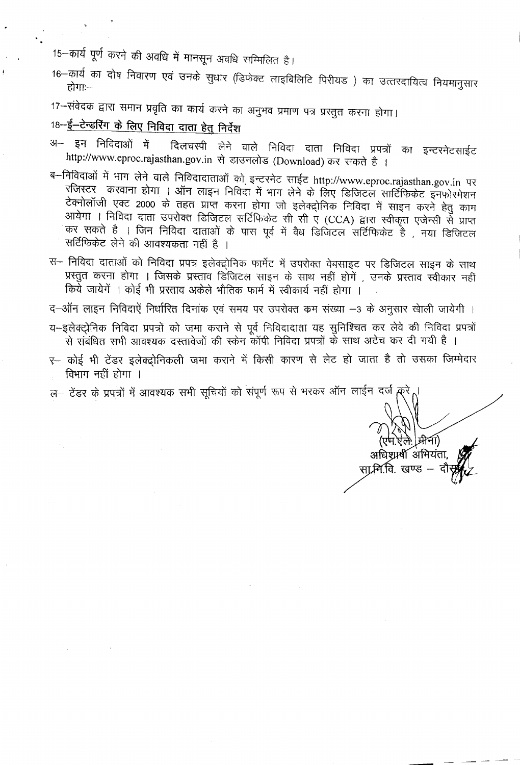15–कार्य पूर्ण करने की अवधि में मानसून अवधि सम्मिलित है।

16–कार्य का दोष निवारण एवं उनके सुधार (डिफेक्ट लाइबिलिटि पिरीयड ) का उत्तरदायित्व नियमानुसार होगा:–

17–संवेदक द्वारा समान प्रवृति का कार्य करने का अनुभव प्रमाण पत्र प्रस्तुत करना होगा।

18–**ई–टेन्डरिंग के लिए निविदा दाता हेतु निर्देश**

अ– इन निविदाओं में दिलचस्पी लेने वाले निविदा दाता निविदा प्रपत्रों का इन्टरनेटसाईट http://www.eproc.rajasthan.gov.in से डाउनलोड (Download) कर सकते है ।

ब–निविदाओं में भाग लेने वाले निविदादाताओं को इन्टरनेट साईट http://www.eproc.rajasthan.gov.in पर रजिस्टर करवाना होगा । ऑन लाइन निविदा में भाग लेने के लिए डिजिटल सार्टिफिकेट इनफोरमेशन टेक्नोलॉजी एक्ट 2000 के तहत प्राप्त करना होगा जो इलेक्ट्रोनिक निविदा में साइन करने हेतु काम आयेगा । निविदा दाता उपरोक्त डिजिटल सर्टिफिकेट सी सी ए (CCA) द्वारा स्वीकृत एजेन्सी से प्राप्त कर सकते है । जिन निविदा दाताओं के पास पूर्व में वैध डिजिटल सर्टिफिकेट है , नया डिजिटल सर्टिफिकेट लेने की आवश्यकता नहीं है ।

स– निविदा दाताओं को निविदा प्रपत्र इलेक्ट्रोनिक फार्मेट में उपरोक्त वेबसाइट पर डिजिटल साइन के साथ प्रस्तुत करना होगा । जिसके प्रस्ताव डिजिटल साइन के साथ नहीं होगें , उनके प्रस्ताव स्वीकार नहीं किये जायेगें । कोई भी प्रस्ताव अकेले भौतिक फार्म में स्वीकार्य नहीं होगा ।

द–ऑन लाइन निविदाऐं निर्धारित दिनांक एवं समय पर उपरोक्त कम संख्या –3 के अनुसार खेाली जायेगी ।

य–इलेक्ट्रेनिक निविदा प्रपत्रों को जमा कराने से पूर्व निविदादाता यह सुनिश्चित कर लेवे की निविदा प्रपत्रों से संबंधित सभी आवश्यक दस्तावेजों की स्केन कॉपी निविदा प्रपत्रों के साथ अटेच कर दी गयी है ।

र– कोई भी टेंडर इलेक्ट्रोनिकली जमा कराने में किसी कारण से लेट हो जाता है तो उसका जिम्मेदार विभाग नहीं होगा ।

ल– टेंडर के प्रपत्रों में आवश्यक सभी सूचियों को संपूर्ण रूप से भरकर ऑन लाईन दर्ज करे ।

(एम.एल. मीना)
अधिशाषी अभियंता,
सा.नि.वि. खण्ड – दौसा